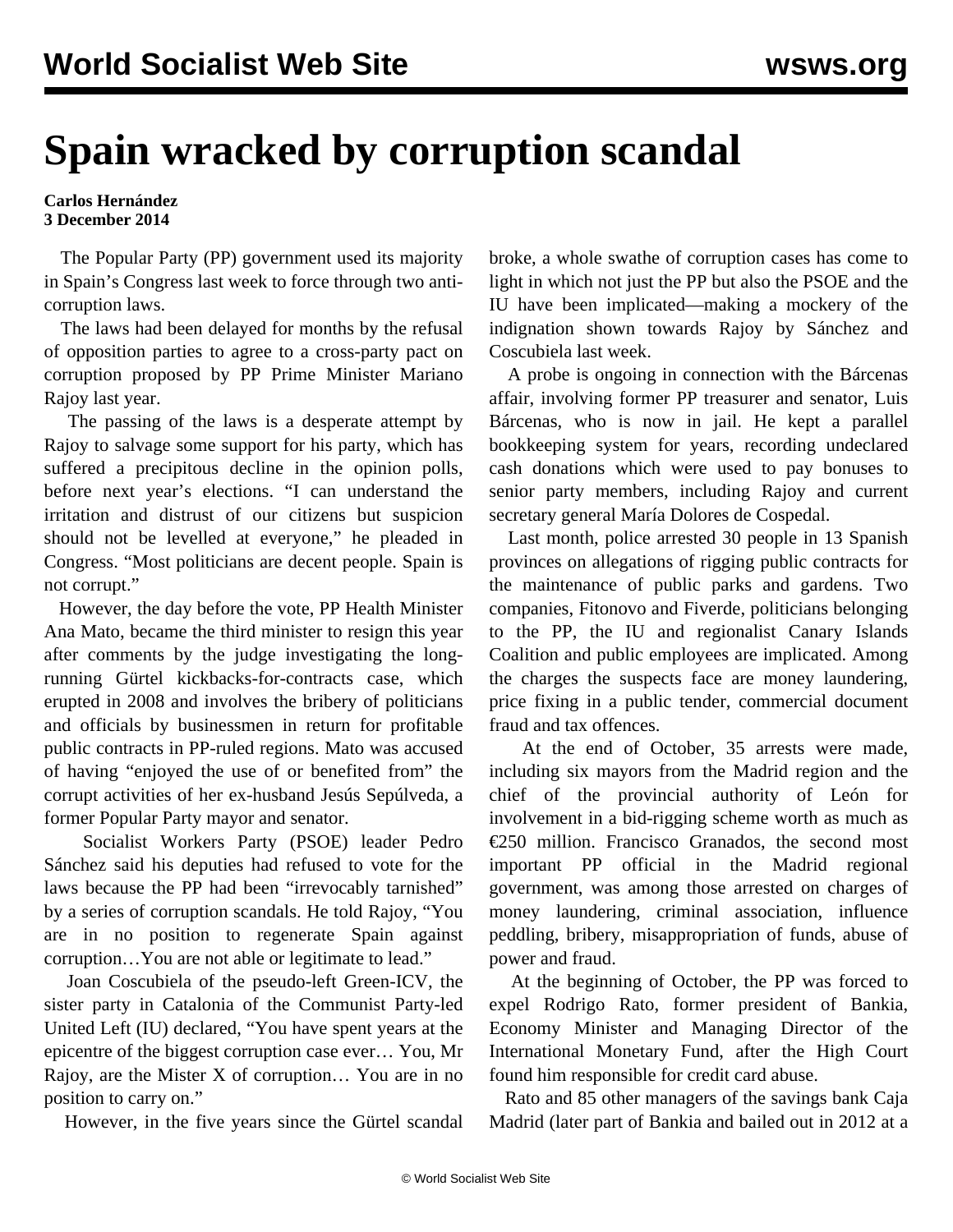# Spain wracked by corruption scandal

**Carlos Hernández**
**3 December 2014**

The Popular Party (PP) government used its majority in Spain's Congress last week to force through two anti-corruption laws.

The laws had been delayed for months by the refusal of opposition parties to agree to a cross-party pact on corruption proposed by PP Prime Minister Mariano Rajoy last year.

The passing of the laws is a desperate attempt by Rajoy to salvage some support for his party, which has suffered a precipitous decline in the opinion polls, before next year's elections. "I can understand the irritation and distrust of our citizens but suspicion should not be levelled at everyone," he pleaded in Congress. "Most politicians are decent people. Spain is not corrupt."

However, the day before the vote, PP Health Minister Ana Mato, became the third minister to resign this year after comments by the judge investigating the long-running Gürtel kickbacks-for-contracts case, which erupted in 2008 and involves the bribery of politicians and officials by businessmen in return for profitable public contracts in PP-ruled regions. Mato was accused of having "enjoyed the use of or benefited from" the corrupt activities of her ex-husband Jesús Sepúlveda, a former Popular Party mayor and senator.

Socialist Workers Party (PSOE) leader Pedro Sánchez said his deputies had refused to vote for the laws because the PP had been "irrevocably tarnished" by a series of corruption scandals. He told Rajoy, "You are in no position to regenerate Spain against corruption…You are not able or legitimate to lead."

Joan Coscubiela of the pseudo-left Green-ICV, the sister party in Catalonia of the Communist Party-led United Left (IU) declared, "You have spent years at the epicentre of the biggest corruption case ever… You, Mr Rajoy, are the Mister X of corruption… You are in no position to carry on."

However, in the five years since the Gürtel scandal broke, a whole swathe of corruption cases has come to light in which not just the PP but also the PSOE and the IU have been implicated—making a mockery of the indignation shown towards Rajoy by Sánchez and Coscubiela last week.

A probe is ongoing in connection with the Bárcenas affair, involving former PP treasurer and senator, Luis Bárcenas, who is now in jail. He kept a parallel bookkeeping system for years, recording undeclared cash donations which were used to pay bonuses to senior party members, including Rajoy and current secretary general María Dolores de Cospedal.

Last month, police arrested 30 people in 13 Spanish provinces on allegations of rigging public contracts for the maintenance of public parks and gardens. Two companies, Fitonovo and Fiverde, politicians belonging to the PP, the IU and regionalist Canary Islands Coalition and public employees are implicated. Among the charges the suspects face are money laundering, price fixing in a public tender, commercial document fraud and tax offences.

At the end of October, 35 arrests were made, including six mayors from the Madrid region and the chief of the provincial authority of León for involvement in a bid-rigging scheme worth as much as €250 million. Francisco Granados, the second most important PP official in the Madrid regional government, was among those arrested on charges of money laundering, criminal association, influence peddling, bribery, misappropriation of funds, abuse of power and fraud.

At the beginning of October, the PP was forced to expel Rodrigo Rato, former president of Bankia, Economy Minister and Managing Director of the International Monetary Fund, after the High Court found him responsible for credit card abuse.

Rato and 85 other managers of the savings bank Caja Madrid (later part of Bankia and bailed out in 2012 at a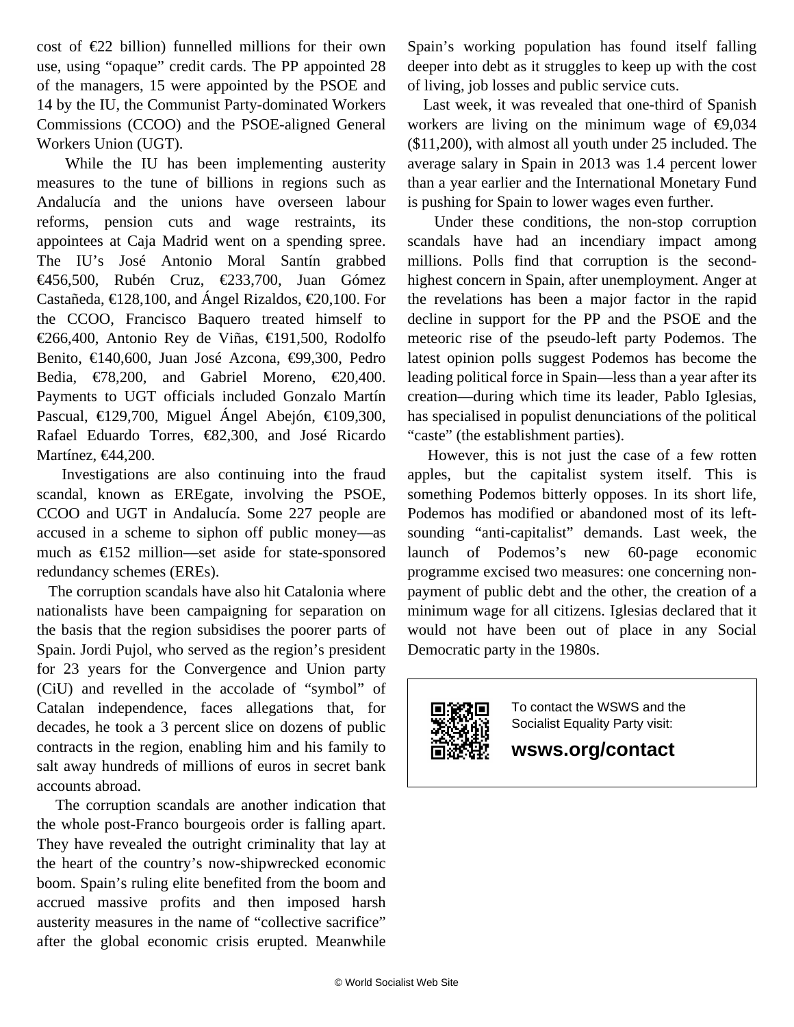cost of €22 billion) funnelled millions for their own use, using "opaque" credit cards. The PP appointed 28 of the managers, 15 were appointed by the PSOE and 14 by the IU, the Communist Party-dominated Workers Commissions (CCOO) and the PSOE-aligned General Workers Union (UGT).

While the IU has been implementing austerity measures to the tune of billions in regions such as Andalucía and the unions have overseen labour reforms, pension cuts and wage restraints, its appointees at Caja Madrid went on a spending spree. The IU's José Antonio Moral Santín grabbed €456,500, Rubén Cruz, €233,700, Juan Gómez Castañeda, €128,100, and Ángel Rizaldos, €20,100. For the CCOO, Francisco Baquero treated himself to €266,400, Antonio Rey de Viñas, €191,500, Rodolfo Benito, €140,600, Juan José Azcona, €99,300, Pedro Bedia, €78,200, and Gabriel Moreno, €20,400. Payments to UGT officials included Gonzalo Martín Pascual, €129,700, Miguel Ángel Abejón, €109,300, Rafael Eduardo Torres, €82,300, and José Ricardo Martínez, €44,200.

Investigations are also continuing into the fraud scandal, known as EREgate, involving the PSOE, CCOO and UGT in Andalucía. Some 227 people are accused in a scheme to siphon off public money—as much as €152 million—set aside for state-sponsored redundancy schemes (EREs).

The corruption scandals have also hit Catalonia where nationalists have been campaigning for separation on the basis that the region subsidises the poorer parts of Spain. Jordi Pujol, who served as the region's president for 23 years for the Convergence and Union party (CiU) and revelled in the accolade of "symbol" of Catalan independence, faces allegations that, for decades, he took a 3 percent slice on dozens of public contracts in the region, enabling him and his family to salt away hundreds of millions of euros in secret bank accounts abroad.

The corruption scandals are another indication that the whole post-Franco bourgeois order is falling apart. They have revealed the outright criminality that lay at the heart of the country's now-shipwrecked economic boom. Spain's ruling elite benefited from the boom and accrued massive profits and then imposed harsh austerity measures in the name of "collective sacrifice" after the global economic crisis erupted. Meanwhile Spain's working population has found itself falling deeper into debt as it struggles to keep up with the cost of living, job losses and public service cuts.

Last week, it was revealed that one-third of Spanish workers are living on the minimum wage of €9,034 ($11,200), with almost all youth under 25 included. The average salary in Spain in 2013 was 1.4 percent lower than a year earlier and the International Monetary Fund is pushing for Spain to lower wages even further.

Under these conditions, the non-stop corruption scandals have had an incendiary impact among millions. Polls find that corruption is the second-highest concern in Spain, after unemployment. Anger at the revelations has been a major factor in the rapid decline in support for the PP and the PSOE and the meteoric rise of the pseudo-left party Podemos. The latest opinion polls suggest Podemos has become the leading political force in Spain—less than a year after its creation—during which time its leader, Pablo Iglesias, has specialised in populist denunciations of the political "caste" (the establishment parties).

However, this is not just the case of a few rotten apples, but the capitalist system itself. This is something Podemos bitterly opposes. In its short life, Podemos has modified or abandoned most of its left-sounding "anti-capitalist" demands. Last week, the launch of Podemos's new 60-page economic programme excised two measures: one concerning non-payment of public debt and the other, the creation of a minimum wage for all citizens. Iglesias declared that it would not have been out of place in any Social Democratic party in the 1980s.

To contact the WSWS and the Socialist Equality Party visit:

**wsws.org/contact**